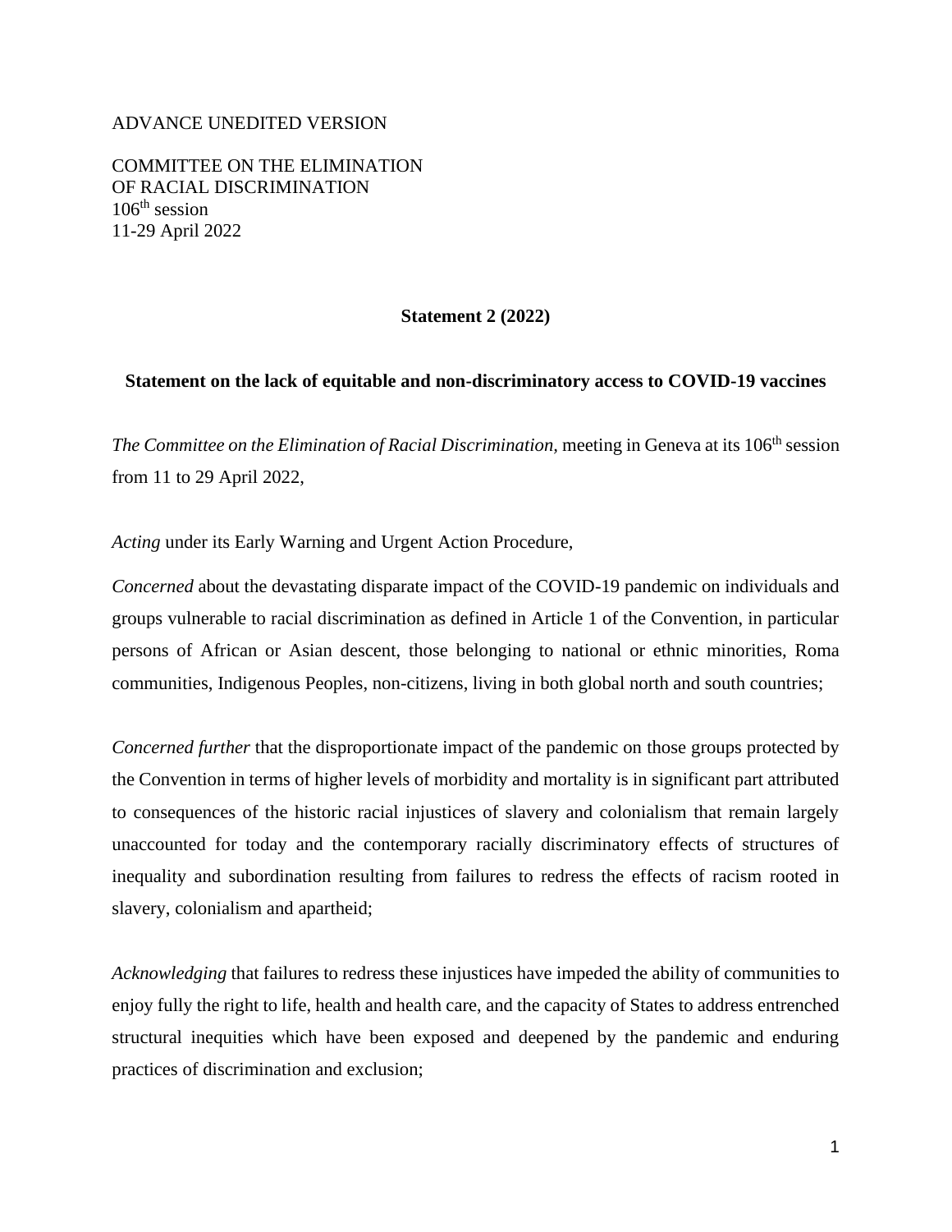ADVANCE UNEDITED VERSION

COMMITTEE ON THE ELIMINATION
OF RACIAL DISCRIMINATION
106th session
11-29 April 2022

**Statement 2 (2022)**

**Statement on the lack of equitable and non-discriminatory access to COVID-19 vaccines**

*The Committee on the Elimination of Racial Discrimination,* meeting in Geneva at its 106th session from 11 to 29 April 2022,

*Acting* under its Early Warning and Urgent Action Procedure,

*Concerned* about the devastating disparate impact of the COVID-19 pandemic on individuals and groups vulnerable to racial discrimination as defined in Article 1 of the Convention, in particular persons of African or Asian descent, those belonging to national or ethnic minorities, Roma communities, Indigenous Peoples, non-citizens, living in both global north and south countries;

*Concerned further* that the disproportionate impact of the pandemic on those groups protected by the Convention in terms of higher levels of morbidity and mortality is in significant part attributed to consequences of the historic racial injustices of slavery and colonialism that remain largely unaccounted for today and the contemporary racially discriminatory effects of structures of inequality and subordination resulting from failures to redress the effects of racism rooted in slavery, colonialism and apartheid;

*Acknowledging* that failures to redress these injustices have impeded the ability of communities to enjoy fully the right to life, health and health care, and the capacity of States to address entrenched structural inequities which have been exposed and deepened by the pandemic and enduring practices of discrimination and exclusion;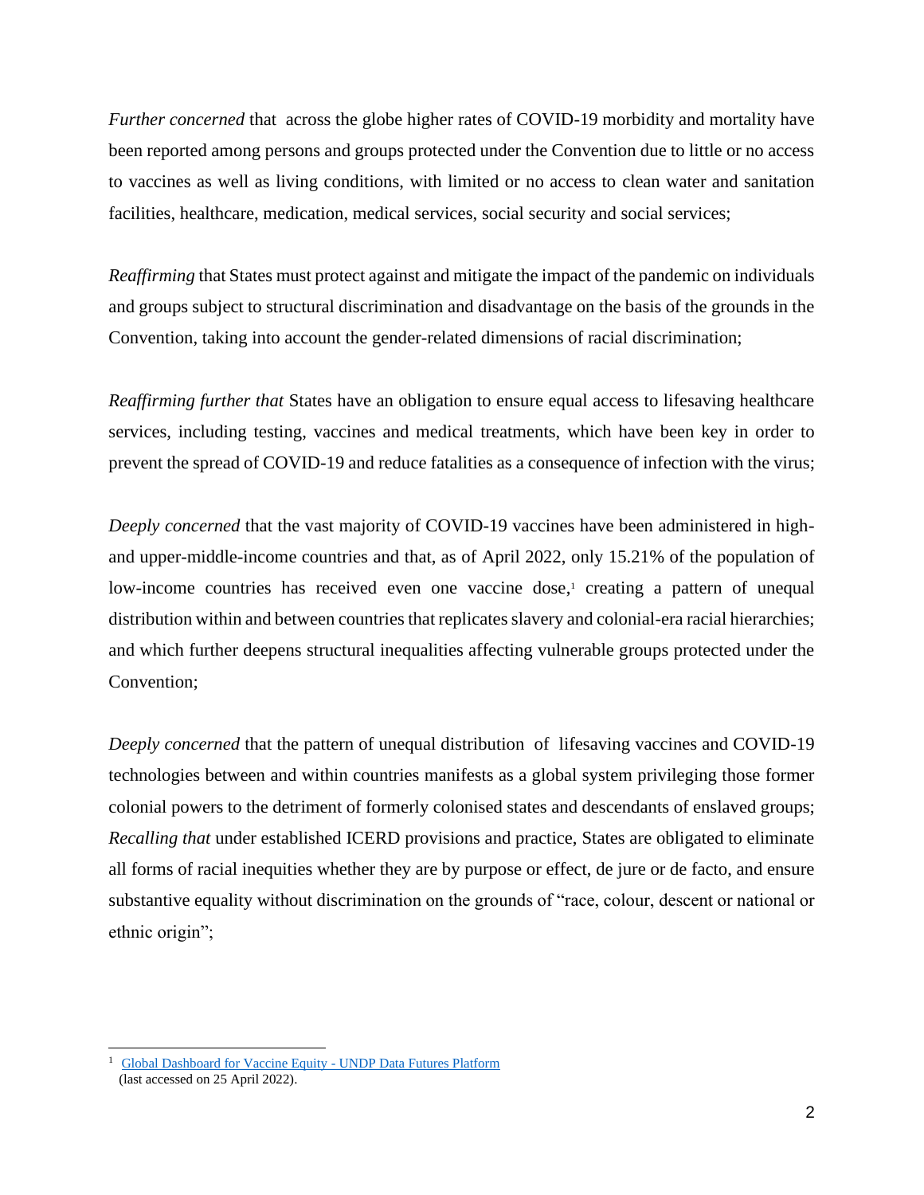*Further concerned* that across the globe higher rates of COVID-19 morbidity and mortality have been reported among persons and groups protected under the Convention due to little or no access to vaccines as well as living conditions, with limited or no access to clean water and sanitation facilities, healthcare, medication, medical services, social security and social services;

*Reaffirming* that States must protect against and mitigate the impact of the pandemic on individuals and groups subject to structural discrimination and disadvantage on the basis of the grounds in the Convention, taking into account the gender-related dimensions of racial discrimination;

*Reaffirming further that* States have an obligation to ensure equal access to lifesaving healthcare services, including testing, vaccines and medical treatments, which have been key in order to prevent the spread of COVID-19 and reduce fatalities as a consequence of infection with the virus;

*Deeply concerned* that the vast majority of COVID-19 vaccines have been administered in high- and upper-middle-income countries and that, as of April 2022, only 15.21% of the population of low-income countries has received even one vaccine dose,[1] creating a pattern of unequal distribution within and between countries that replicates slavery and colonial-era racial hierarchies; and which further deepens structural inequalities affecting vulnerable groups protected under the Convention;

*Deeply concerned* that the pattern of unequal distribution of lifesaving vaccines and COVID-19 technologies between and within countries manifests as a global system privileging those former colonial powers to the detriment of formerly colonised states and descendants of enslaved groups;
*Recalling that* under established ICERD provisions and practice, States are obligated to eliminate all forms of racial inequities whether they are by purpose or effect, de jure or de facto, and ensure substantive equality without discrimination on the grounds of "race, colour, descent or national or ethnic origin";

---

[1] Global Dashboard for Vaccine Equity - UNDP Data Futures Platform (last accessed on 25 April 2022).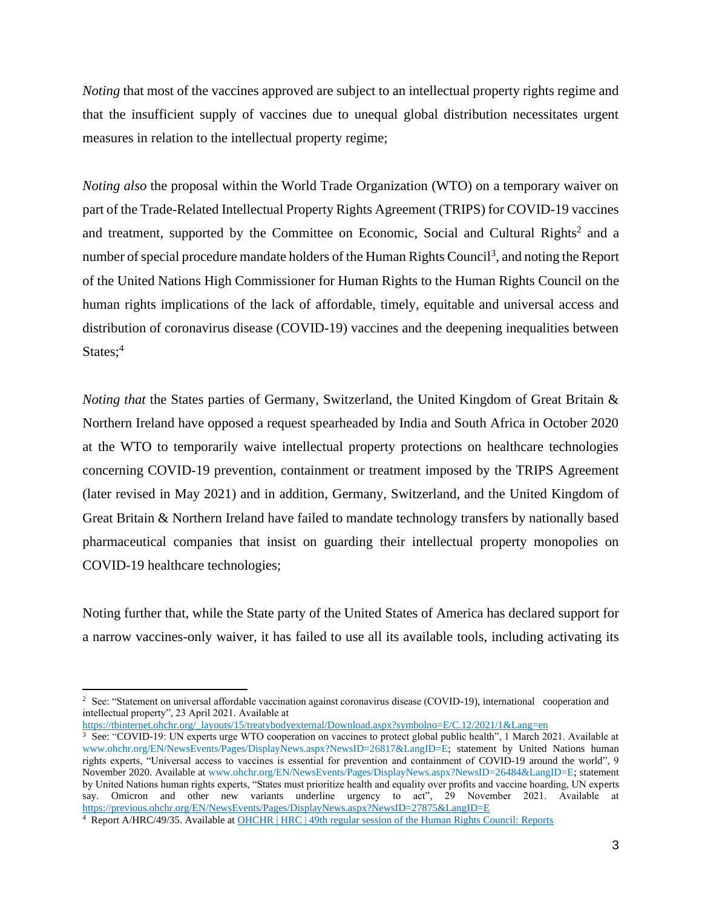*Noting* that most of the vaccines approved are subject to an intellectual property rights regime and that the insufficient supply of vaccines due to unequal global distribution necessitates urgent measures in relation to the intellectual property regime;

*Noting also* the proposal within the World Trade Organization (WTO) on a temporary waiver on part of the Trade-Related Intellectual Property Rights Agreement (TRIPS) for COVID-19 vaccines and treatment, supported by the Committee on Economic, Social and Cultural Rights[2] and a number of special procedure mandate holders of the Human Rights Council[3], and noting the Report of the United Nations High Commissioner for Human Rights to the Human Rights Council on the human rights implications of the lack of affordable, timely, equitable and universal access and distribution of coronavirus disease (COVID-19) vaccines and the deepening inequalities between States;[4]

*Noting that* the States parties of Germany, Switzerland, the United Kingdom of Great Britain & Northern Ireland have opposed a request spearheaded by India and South Africa in October 2020 at the WTO to temporarily waive intellectual property protections on healthcare technologies concerning COVID-19 prevention, containment or treatment imposed by the TRIPS Agreement (later revised in May 2021) and in addition, Germany, Switzerland, and the United Kingdom of Great Britain & Northern Ireland have failed to mandate technology transfers by nationally based pharmaceutical companies that insist on guarding their intellectual property monopolies on COVID-19 healthcare technologies;

Noting further that, while the State party of the United States of America has declared support for a narrow vaccines-only waiver, it has failed to use all its available tools, including activating its

---

[2] See: "Statement on universal affordable vaccination against coronavirus disease (COVID-19), international cooperation and intellectual property", 23 April 2021. Available at https://tbinternet.ohchr.org/_layouts/15/treatybodyexternal/Download.aspx?symbolno=E/C.12/2021/1&Lang=en

[3] See: "COVID-19: UN experts urge WTO cooperation on vaccines to protect global public health", 1 March 2021. Available at www.ohchr.org/EN/NewsEvents/Pages/DisplayNews.aspx?NewsID=26817&LangID=E; statement by United Nations human rights experts, "Universal access to vaccines is essential for prevention and containment of COVID-19 around the world", 9 November 2020. Available at www.ohchr.org/EN/NewsEvents/Pages/DisplayNews.aspx?NewsID=26484&LangID=E; statement by United Nations human rights experts, "States must prioritize health and equality over profits and vaccine hoarding, UN experts say. Omicron and other new variants underline urgency to act", 29 November 2021. Available at https://previous.ohchr.org/EN/NewsEvents/Pages/DisplayNews.aspx?NewsID=27875&LangID=E

[4] Report A/HRC/49/35. Available at OHCHR | HRC | 49th regular session of the Human Rights Council: Reports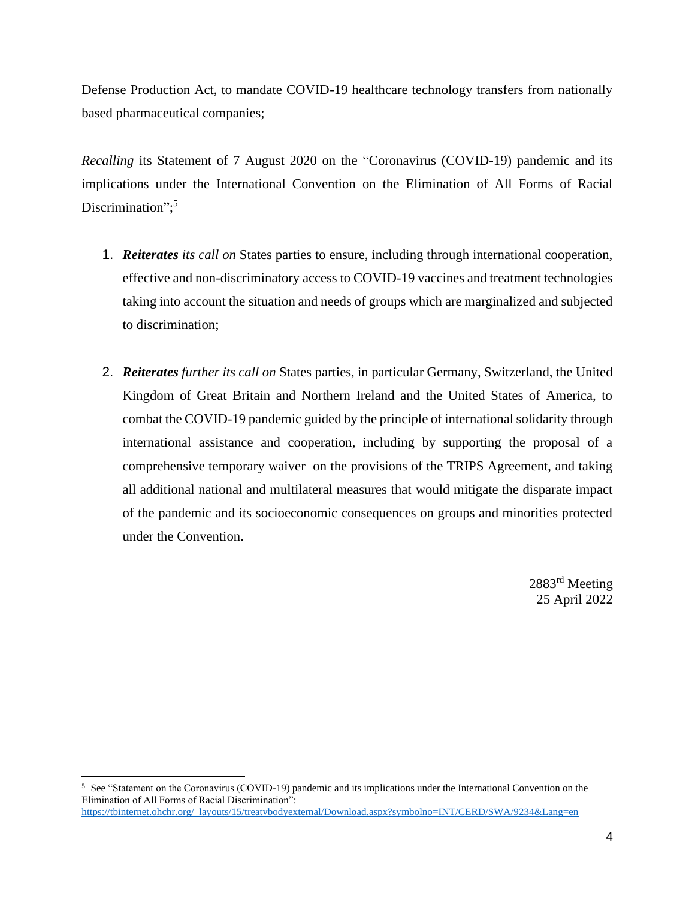Defense Production Act, to mandate COVID-19 healthcare technology transfers from nationally based pharmaceutical companies;

*Recalling* its Statement of 7 August 2020 on the "Coronavirus (COVID-19) pandemic and its implications under the International Convention on the Elimination of All Forms of Racial Discrimination";[5]

1. ***Reiterates*** *its call on* States parties to ensure, including through international cooperation, effective and non-discriminatory access to COVID-19 vaccines and treatment technologies taking into account the situation and needs of groups which are marginalized and subjected to discrimination;

2. ***Reiterates*** *further its call on* States parties, in particular Germany, Switzerland, the United Kingdom of Great Britain and Northern Ireland and the United States of America, to combat the COVID-19 pandemic guided by the principle of international solidarity through international assistance and cooperation, including by supporting the proposal of a comprehensive temporary waiver on the provisions of the TRIPS Agreement, and taking all additional national and multilateral measures that would mitigate the disparate impact of the pandemic and its socioeconomic consequences on groups and minorities protected under the Convention.

2883rd Meeting
25 April 2022

---

[5] See "Statement on the Coronavirus (COVID-19) pandemic and its implications under the International Convention on the Elimination of All Forms of Racial Discrimination": https://tbinternet.ohchr.org/_layouts/15/treatybodyexternal/Download.aspx?symbolno=INT/CERD/SWA/9234&Lang=en